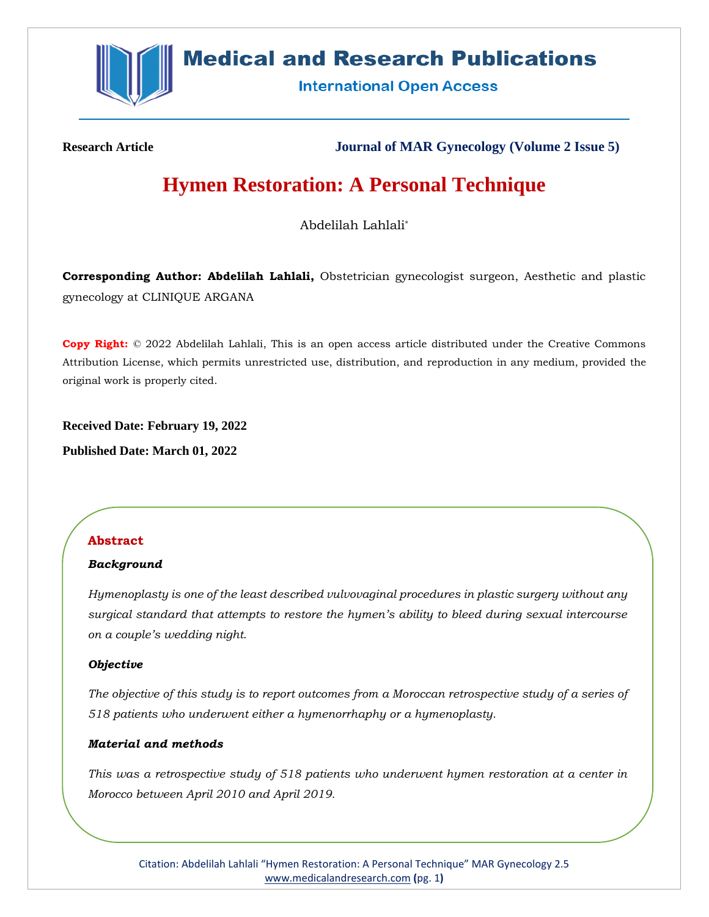# Medical and Research Publications

International Open Access

**Research Article** **Journal of MAR Gynecology (Volume 2 Issue 5)**

# Hymen Restoration: A Personal Technique

Abdelilah Lahlali*

**Corresponding Author: Abdelilah Lahlali,** Obstetrician gynecologist surgeon, Aesthetic and plastic gynecology at CLINIQUE ARGANA

**Copy Right:** © 2022 Abdelilah Lahlali, This is an open access article distributed under the Creative Commons Attribution License, which permits unrestricted use, distribution, and reproduction in any medium, provided the original work is properly cited.

**Received Date: February 19, 2022**

**Published Date: March 01, 2022**

## Abstract

***Background***

*Hymenoplasty is one of the least described vulvovaginal procedures in plastic surgery without any surgical standard that attempts to restore the hymen's ability to bleed during sexual intercourse on a couple's wedding night.*

***Objective***

*The objective of this study is to report outcomes from a Moroccan retrospective study of a series of 518 patients who underwent either a hymenorrhaphy or a hymenoplasty.*

***Material and methods***

*This was a retrospective study of 518 patients who underwent hymen restoration at a center in Morocco between April 2010 and April 2019.*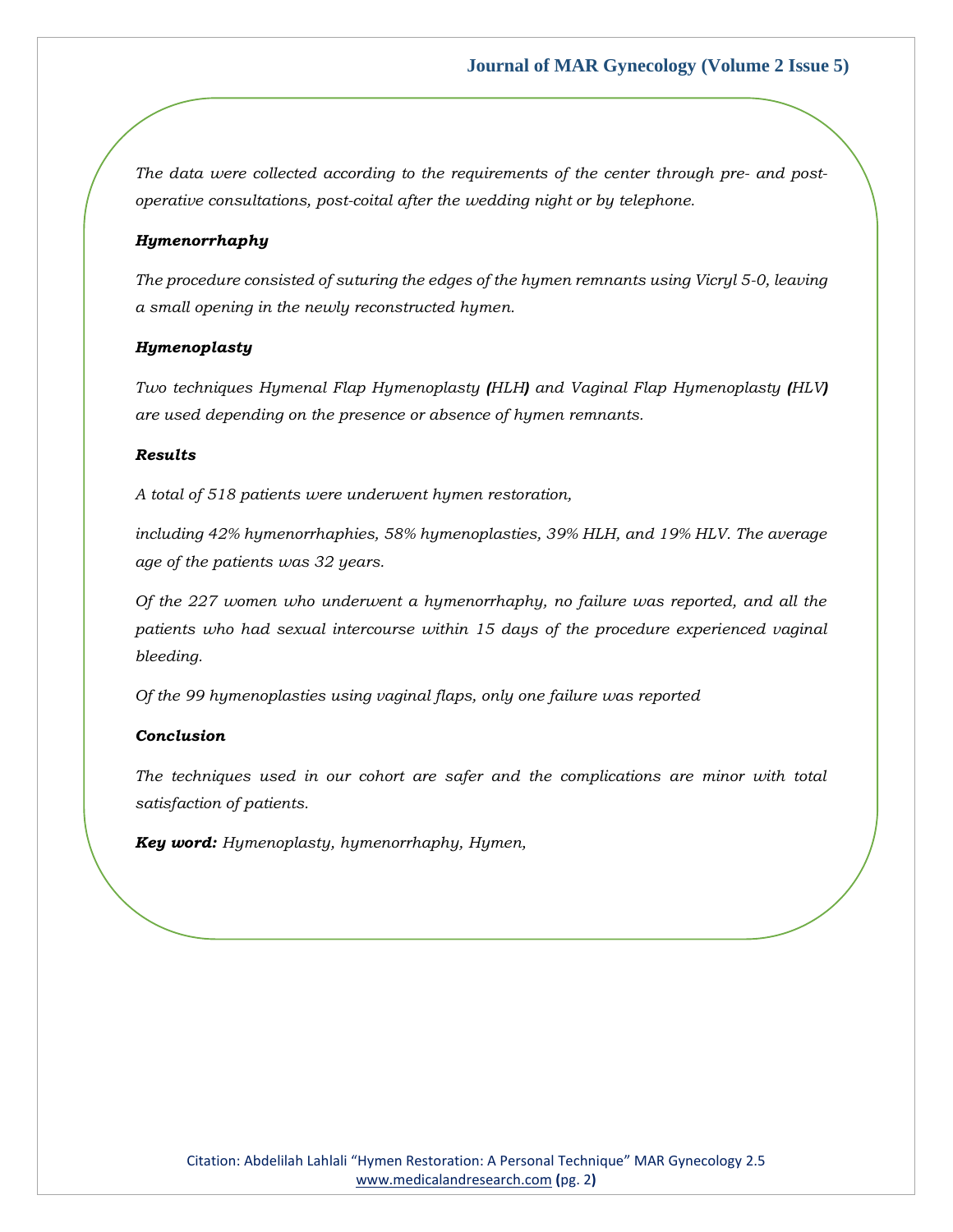*The data were collected according to the requirements of the center through pre- and post-operative consultations, post-coital after the wedding night or by telephone.*

***Hymenorrhaphy***

*The procedure consisted of suturing the edges of the hymen remnants using Vicryl 5-0, leaving a small opening in the newly reconstructed hymen.*

***Hymenoplasty***

*Two techniques Hymenal Flap Hymenoplasty **(**HLH**)** and Vaginal Flap Hymenoplasty **(**HLV**)** are used depending on the presence or absence of hymen remnants.*

***Results***

*A total of 518 patients were underwent hymen restoration,*

*including 42% hymenorrhaphies, 58% hymenoplasties, 39% HLH, and 19% HLV. The average age of the patients was 32 years.*

*Of the 227 women who underwent a hymenorrhaphy, no failure was reported, and all the patients who had sexual intercourse within 15 days of the procedure experienced vaginal bleeding.*

*Of the 99 hymenoplasties using vaginal flaps, only one failure was reported*

***Conclusion***

*The techniques used in our cohort are safer and the complications are minor with total satisfaction of patients.*

***Key word:*** *Hymenoplasty, hymenorrhaphy, Hymen,*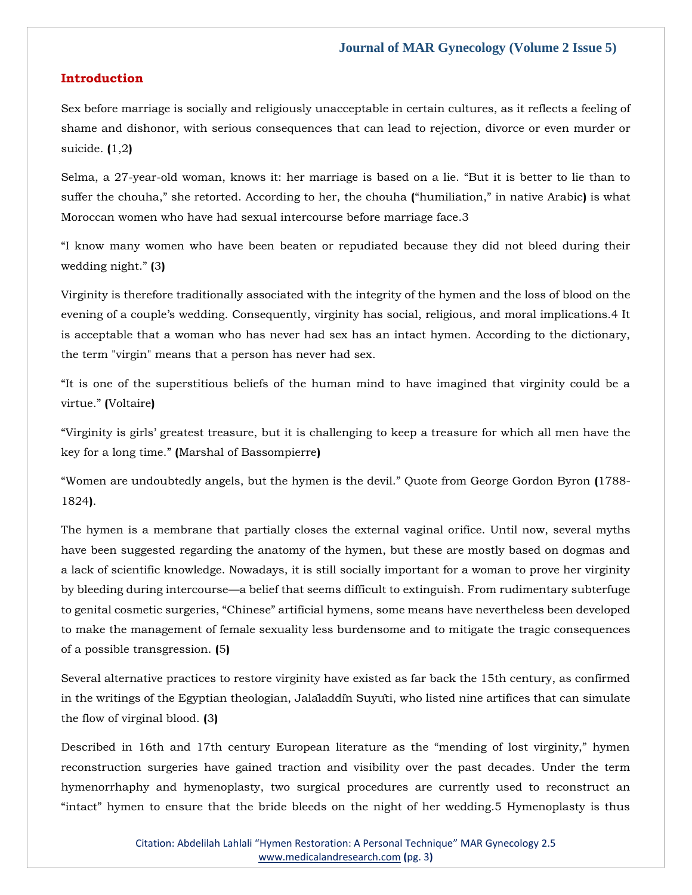## Introduction

Sex before marriage is socially and religiously unacceptable in certain cultures, as it reflects a feeling of shame and dishonor, with serious consequences that can lead to rejection, divorce or even murder or suicide. (1,2)

Selma, a 27-year-old woman, knows it: her marriage is based on a lie. “But it is better to lie than to suffer the chouha,” she retorted. According to her, the chouha (“humiliation,” in native Arabic) is what Moroccan women who have had sexual intercourse before marriage face.3

“I know many women who have been beaten or repudiated because they did not bleed during their wedding night.” (3)

Virginity is therefore traditionally associated with the integrity of the hymen and the loss of blood on the evening of a couple’s wedding. Consequently, virginity has social, religious, and moral implications.4 It is acceptable that a woman who has never had sex has an intact hymen. According to the dictionary, the term "virgin" means that a person has never had sex.

“It is one of the superstitious beliefs of the human mind to have imagined that virginity could be a virtue.” (Voltaire)

“Virginity is girls’ greatest treasure, but it is challenging to keep a treasure for which all men have the key for a long time.” (Marshal of Bassompierre)

“Women are undoubtedly angels, but the hymen is the devil.” Quote from George Gordon Byron (1788-1824).

The hymen is a membrane that partially closes the external vaginal orifice. Until now, several myths have been suggested regarding the anatomy of the hymen, but these are mostly based on dogmas and a lack of scientific knowledge. Nowadays, it is still socially important for a woman to prove her virginity by bleeding during intercourse—a belief that seems difficult to extinguish. From rudimentary subterfuge to genital cosmetic surgeries, “Chinese” artificial hymens, some means have nevertheless been developed to make the management of female sexuality less burdensome and to mitigate the tragic consequences of a possible transgression. (5)

Several alternative practices to restore virginity have existed as far back the 15th century, as confirmed in the writings of the Egyptian theologian, Jalaľaddȋn Suyuťi, who listed nine artifices that can simulate the flow of virginal blood. (3)

Described in 16th and 17th century European literature as the “mending of lost virginity,” hymen reconstruction surgeries have gained traction and visibility over the past decades. Under the term hymenorrhaphy and hymenoplasty, two surgical procedures are currently used to reconstruct an “intact” hymen to ensure that the bride bleeds on the night of her wedding.5 Hymenoplasty is thus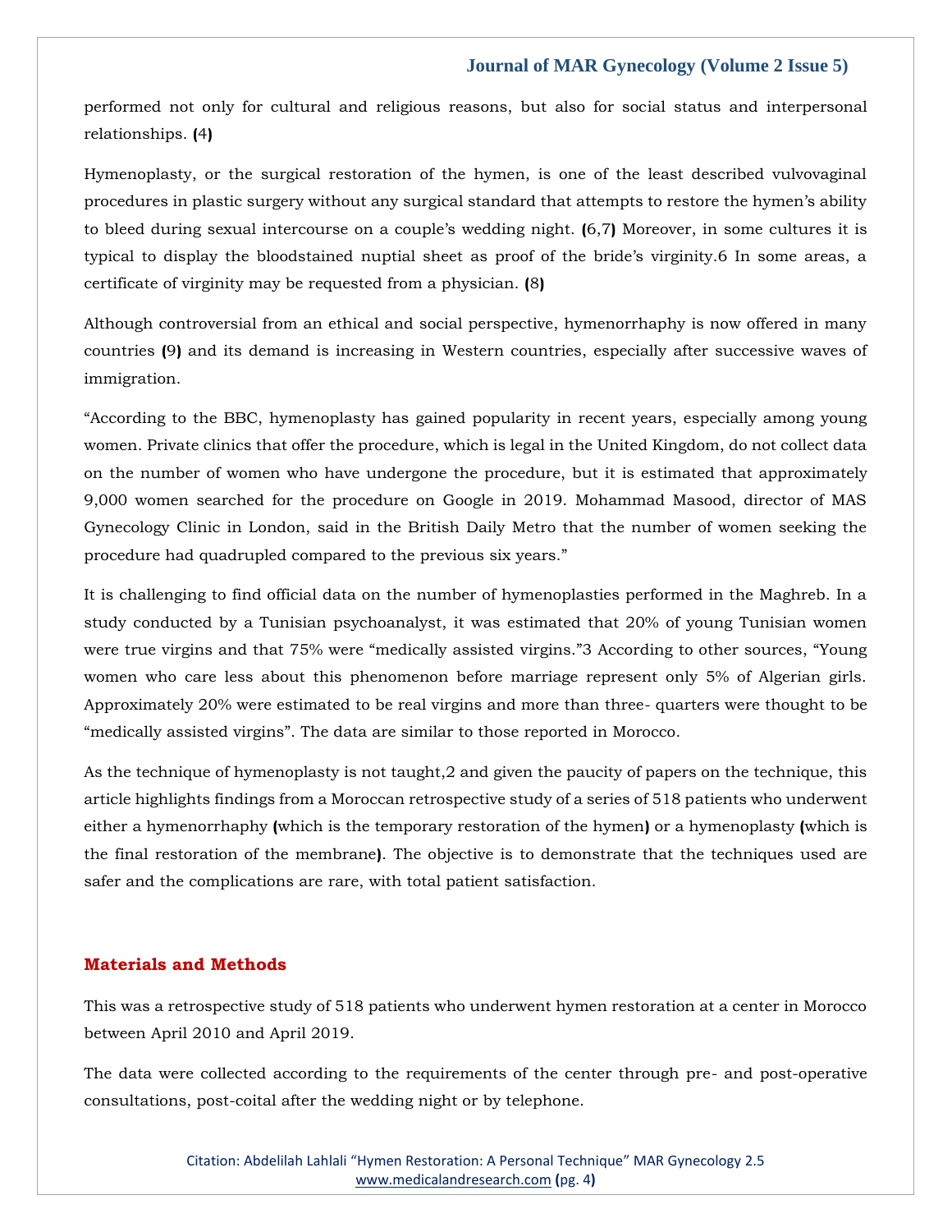performed not only for cultural and religious reasons, but also for social status and interpersonal relationships. (4)

Hymenoplasty, or the surgical restoration of the hymen, is one of the least described vulvovaginal procedures in plastic surgery without any surgical standard that attempts to restore the hymen's ability to bleed during sexual intercourse on a couple's wedding night. (6,7) Moreover, in some cultures it is typical to display the bloodstained nuptial sheet as proof of the bride's virginity.6 In some areas, a certificate of virginity may be requested from a physician. (8)

Although controversial from an ethical and social perspective, hymenorrhaphy is now offered in many countries (9) and its demand is increasing in Western countries, especially after successive waves of immigration.

"According to the BBC, hymenoplasty has gained popularity in recent years, especially among young women. Private clinics that offer the procedure, which is legal in the United Kingdom, do not collect data on the number of women who have undergone the procedure, but it is estimated that approximately 9,000 women searched for the procedure on Google in 2019. Mohammad Masood, director of MAS Gynecology Clinic in London, said in the British Daily Metro that the number of women seeking the procedure had quadrupled compared to the previous six years."

It is challenging to find official data on the number of hymenoplasties performed in the Maghreb. In a study conducted by a Tunisian psychoanalyst, it was estimated that 20% of young Tunisian women were true virgins and that 75% were "medically assisted virgins."3 According to other sources, "Young women who care less about this phenomenon before marriage represent only 5% of Algerian girls. Approximately 20% were estimated to be real virgins and more than three- quarters were thought to be "medically assisted virgins". The data are similar to those reported in Morocco.

As the technique of hymenoplasty is not taught,2 and given the paucity of papers on the technique, this article highlights findings from a Moroccan retrospective study of a series of 518 patients who underwent either a hymenorrhaphy (which is the temporary restoration of the hymen) or a hymenoplasty (which is the final restoration of the membrane). The objective is to demonstrate that the techniques used are safer and the complications are rare, with total patient satisfaction.

## Materials and Methods

This was a retrospective study of 518 patients who underwent hymen restoration at a center in Morocco between April 2010 and April 2019.

The data were collected according to the requirements of the center through pre- and post-operative consultations, post-coital after the wedding night or by telephone.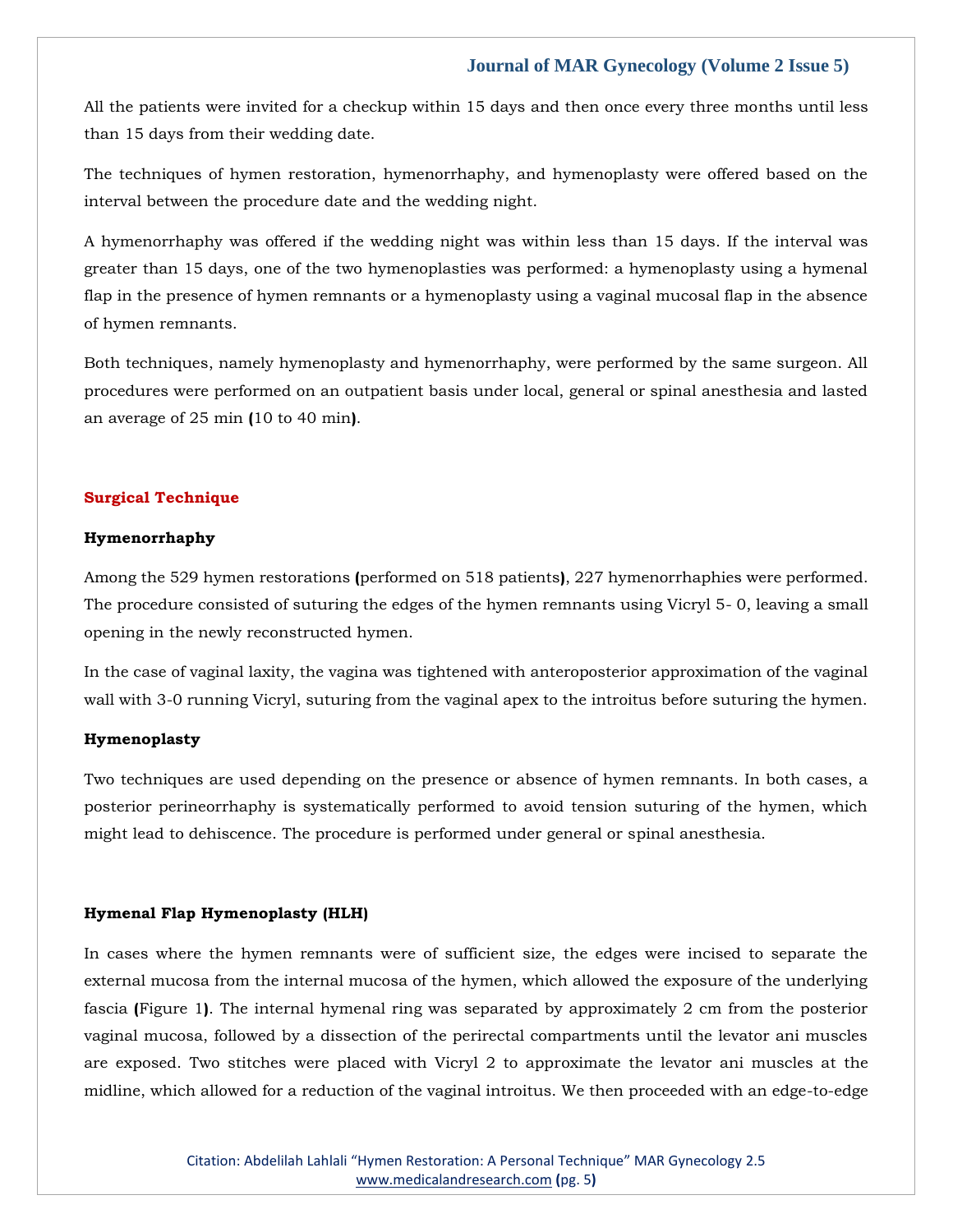All the patients were invited for a checkup within 15 days and then once every three months until less than 15 days from their wedding date.

The techniques of hymen restoration, hymenorrhaphy, and hymenoplasty were offered based on the interval between the procedure date and the wedding night.

A hymenorrhaphy was offered if the wedding night was within less than 15 days. If the interval was greater than 15 days, one of the two hymenoplasties was performed: a hymenoplasty using a hymenal flap in the presence of hymen remnants or a hymenoplasty using a vaginal mucosal flap in the absence of hymen remnants.

Both techniques, namely hymenoplasty and hymenorrhaphy, were performed by the same surgeon. All procedures were performed on an outpatient basis under local, general or spinal anesthesia and lasted an average of 25 min (10 to 40 min).

## Surgical Technique

### Hymenorrhaphy

Among the 529 hymen restorations (performed on 518 patients), 227 hymenorrhaphies were performed. The procedure consisted of suturing the edges of the hymen remnants using Vicryl 5- 0, leaving a small opening in the newly reconstructed hymen.

In the case of vaginal laxity, the vagina was tightened with anteroposterior approximation of the vaginal wall with 3-0 running Vicryl, suturing from the vaginal apex to the introitus before suturing the hymen.

### Hymenoplasty

Two techniques are used depending on the presence or absence of hymen remnants. In both cases, a posterior perineorrhaphy is systematically performed to avoid tension suturing of the hymen, which might lead to dehiscence. The procedure is performed under general or spinal anesthesia.

### Hymenal Flap Hymenoplasty (HLH)

In cases where the hymen remnants were of sufficient size, the edges were incised to separate the external mucosa from the internal mucosa of the hymen, which allowed the exposure of the underlying fascia (Figure 1). The internal hymenal ring was separated by approximately 2 cm from the posterior vaginal mucosa, followed by a dissection of the perirectal compartments until the levator ani muscles are exposed. Two stitches were placed with Vicryl 2 to approximate the levator ani muscles at the midline, which allowed for a reduction of the vaginal introitus. We then proceeded with an edge-to-edge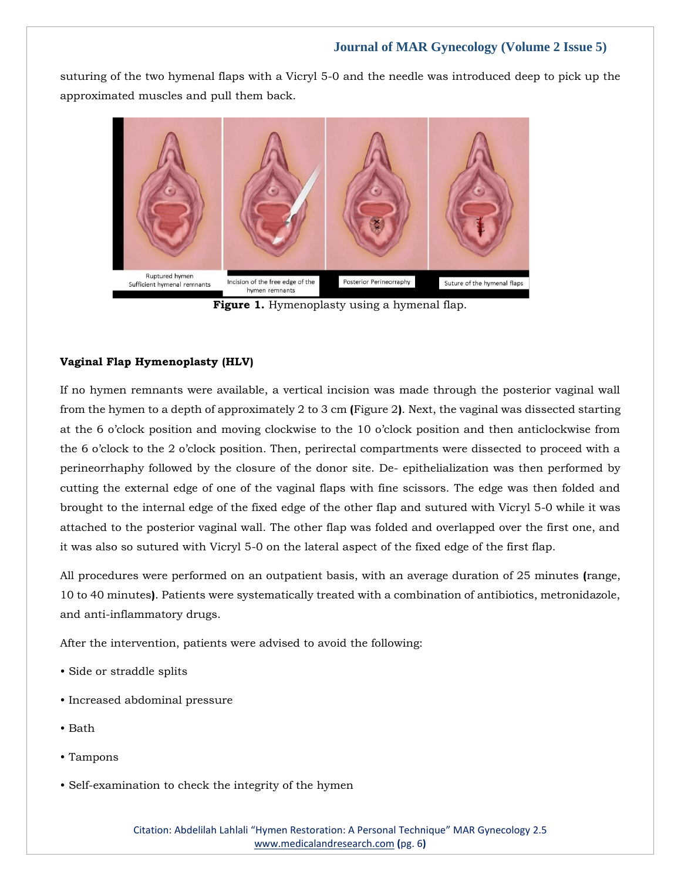suturing of the two hymenal flaps with a Vicryl 5-0 and the needle was introduced deep to pick up the approximated muscles and pull them back.

**Figure 1.** Hymenoplasty using a hymenal flap.

**Vaginal Flap Hymenoplasty (HLV)**

If no hymen remnants were available, a vertical incision was made through the posterior vaginal wall from the hymen to a depth of approximately 2 to 3 cm (Figure 2). Next, the vaginal was dissected starting at the 6 o'clock position and moving clockwise to the 10 o'clock position and then anticlockwise from the 6 o'clock to the 2 o'clock position. Then, perirectal compartments were dissected to proceed with a perineorrhaphy followed by the closure of the donor site. De- epithelialization was then performed by cutting the external edge of one of the vaginal flaps with fine scissors. The edge was then folded and brought to the internal edge of the fixed edge of the other flap and sutured with Vicryl 5-0 while it was attached to the posterior vaginal wall. The other flap was folded and overlapped over the first one, and it was also so sutured with Vicryl 5-0 on the lateral aspect of the fixed edge of the first flap.

All procedures were performed on an outpatient basis, with an average duration of 25 minutes (range, 10 to 40 minutes). Patients were systematically treated with a combination of antibiotics, metronidazole, and anti-inflammatory drugs.

After the intervention, patients were advised to avoid the following:

- Side or straddle splits
- Increased abdominal pressure
- Bath
- Tampons
- Self-examination to check the integrity of the hymen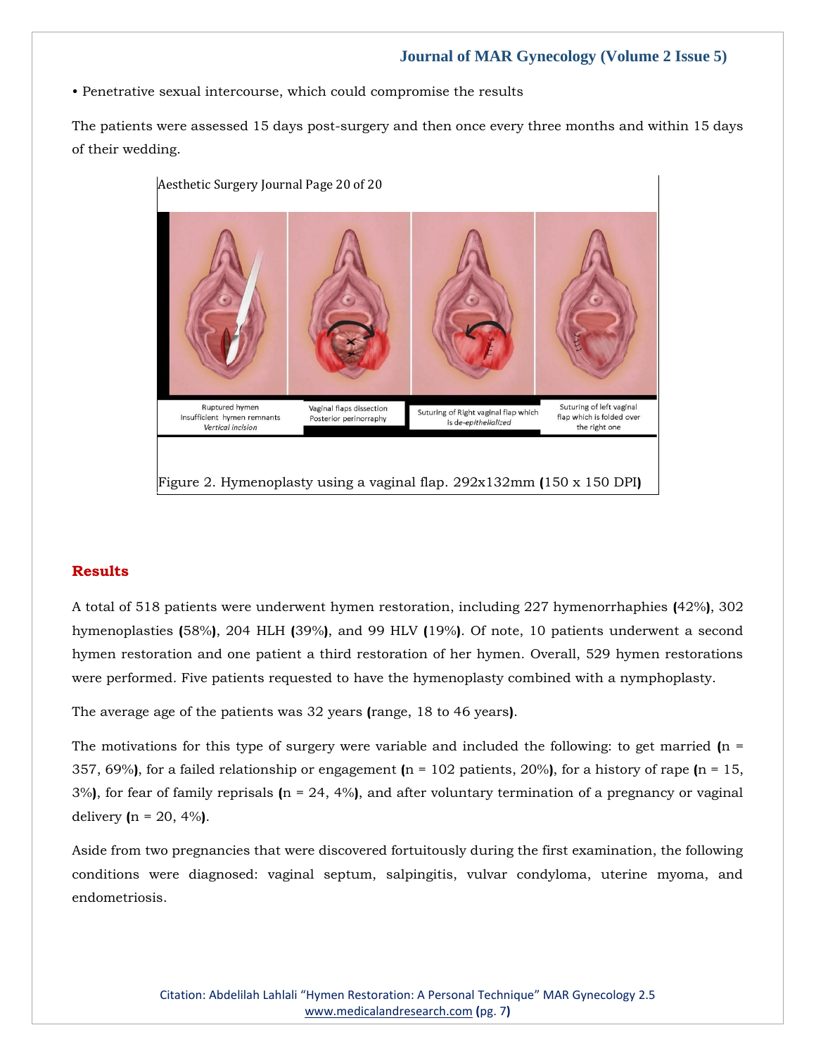• Penetrative sexual intercourse, which could compromise the results

The patients were assessed 15 days post-surgery and then once every three months and within 15 days of their wedding.

Aesthetic Surgery Journal Page 20 of 20

Ruptured hymen
Insufficient hymen remnants
*Vertical incision*

Vaginal flaps dissection
Posterior perinorraphy

Suturing of Right vaginal flap which is *de-epithelialized*

Suturing of left vaginal flap which is folded over the right one

Figure 2. Hymenoplasty using a vaginal flap. 292x132mm (150 x 150 DPI)

## Results

A total of 518 patients were underwent hymen restoration, including 227 hymenorrhaphies (42%), 302 hymenoplasties (58%), 204 HLH (39%), and 99 HLV (19%). Of note, 10 patients underwent a second hymen restoration and one patient a third restoration of her hymen. Overall, 529 hymen restorations were performed. Five patients requested to have the hymenoplasty combined with a nymphoplasty.

The average age of the patients was 32 years (range, 18 to 46 years).

The motivations for this type of surgery were variable and included the following: to get married (n = 357, 69%), for a failed relationship or engagement (n = 102 patients, 20%), for a history of rape (n = 15, 3%), for fear of family reprisals (n = 24, 4%), and after voluntary termination of a pregnancy or vaginal delivery (n = 20, 4%).

Aside from two pregnancies that were discovered fortuitously during the first examination, the following conditions were diagnosed: vaginal septum, salpingitis, vulvar condyloma, uterine myoma, and endometriosis.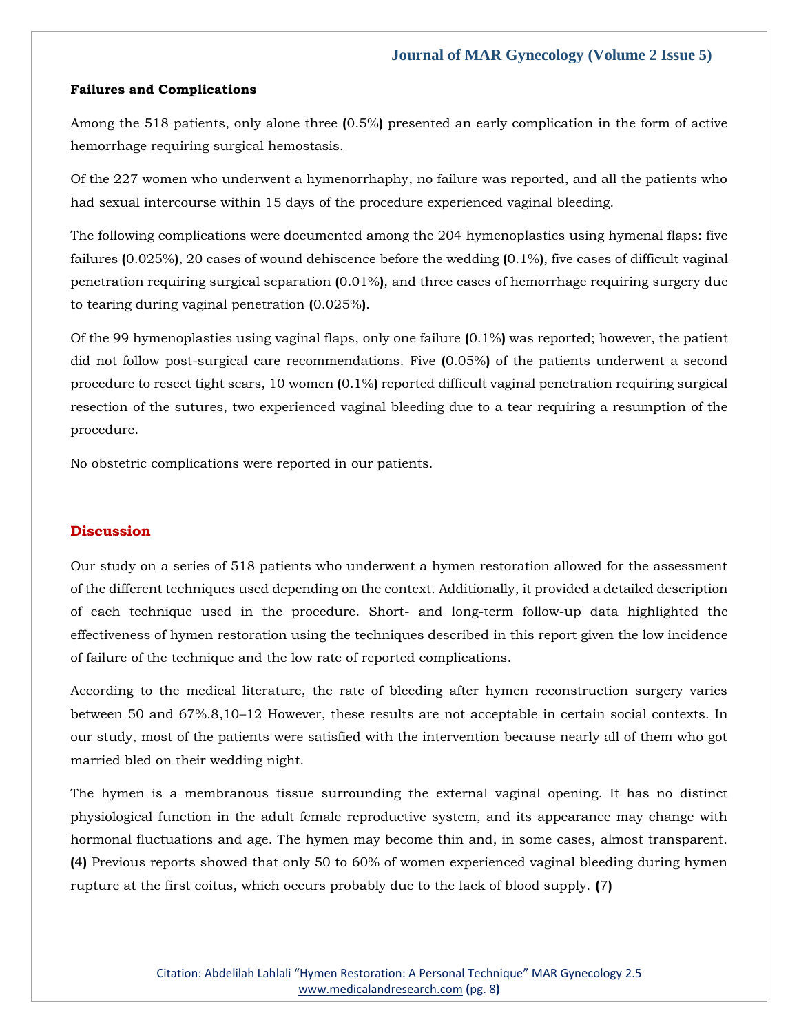**Failures and Complications**

Among the 518 patients, only alone three (0.5%) presented an early complication in the form of active hemorrhage requiring surgical hemostasis.

Of the 227 women who underwent a hymenorrhaphy, no failure was reported, and all the patients who had sexual intercourse within 15 days of the procedure experienced vaginal bleeding.

The following complications were documented among the 204 hymenoplasties using hymenal flaps: five failures (0.025%), 20 cases of wound dehiscence before the wedding (0.1%), five cases of difficult vaginal penetration requiring surgical separation (0.01%), and three cases of hemorrhage requiring surgery due to tearing during vaginal penetration (0.025%).

Of the 99 hymenoplasties using vaginal flaps, only one failure (0.1%) was reported; however, the patient did not follow post-surgical care recommendations. Five (0.05%) of the patients underwent a second procedure to resect tight scars, 10 women (0.1%) reported difficult vaginal penetration requiring surgical resection of the sutures, two experienced vaginal bleeding due to a tear requiring a resumption of the procedure.

No obstetric complications were reported in our patients.

## Discussion

Our study on a series of 518 patients who underwent a hymen restoration allowed for the assessment of the different techniques used depending on the context. Additionally, it provided a detailed description of each technique used in the procedure. Short- and long-term follow-up data highlighted the effectiveness of hymen restoration using the techniques described in this report given the low incidence of failure of the technique and the low rate of reported complications.

According to the medical literature, the rate of bleeding after hymen reconstruction surgery varies between 50 and 67%.8,10–12 However, these results are not acceptable in certain social contexts. In our study, most of the patients were satisfied with the intervention because nearly all of them who got married bled on their wedding night.

The hymen is a membranous tissue surrounding the external vaginal opening. It has no distinct physiological function in the adult female reproductive system, and its appearance may change with hormonal fluctuations and age. The hymen may become thin and, in some cases, almost transparent. (4) Previous reports showed that only 50 to 60% of women experienced vaginal bleeding during hymen rupture at the first coitus, which occurs probably due to the lack of blood supply. (7)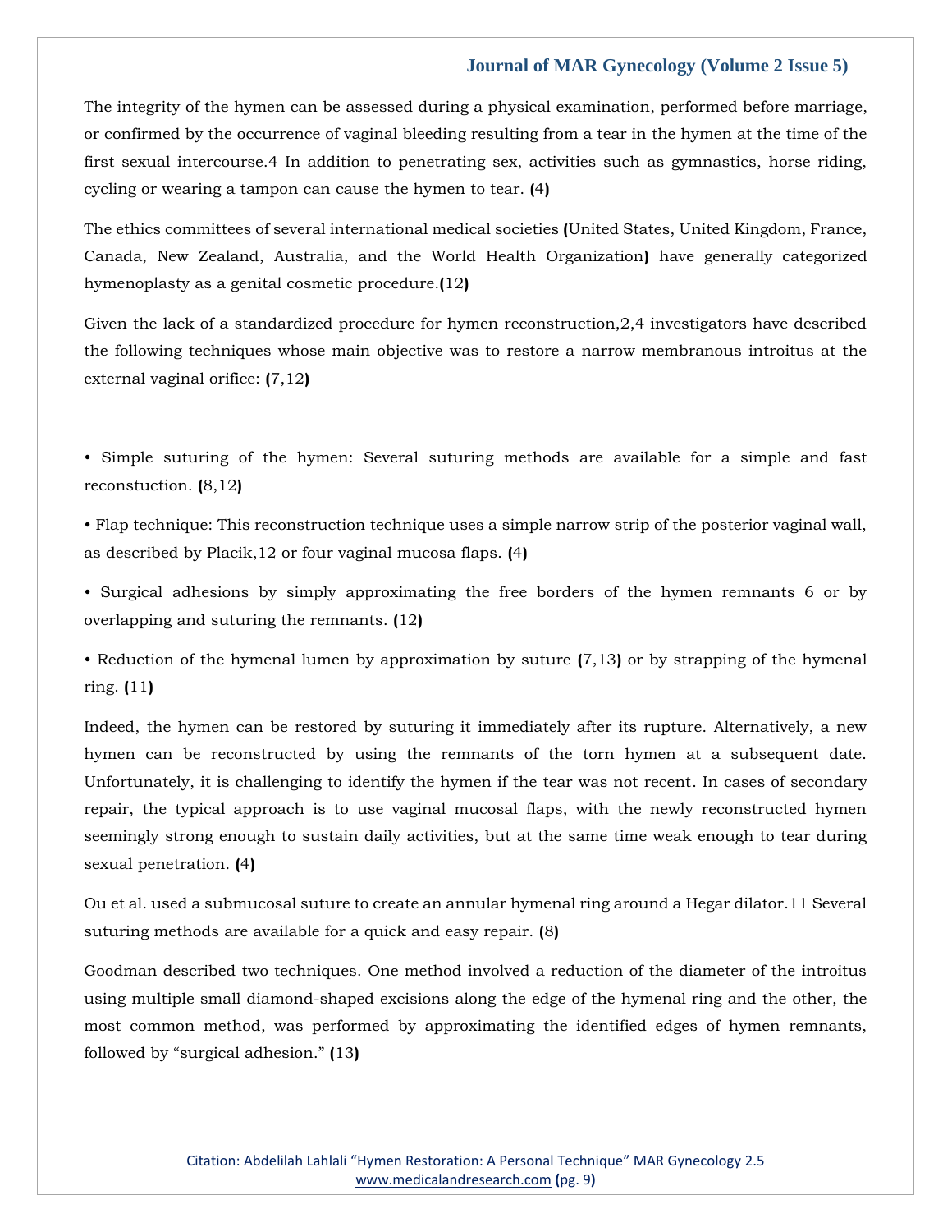The integrity of the hymen can be assessed during a physical examination, performed before marriage, or confirmed by the occurrence of vaginal bleeding resulting from a tear in the hymen at the time of the first sexual intercourse.4 In addition to penetrating sex, activities such as gymnastics, horse riding, cycling or wearing a tampon can cause the hymen to tear. (4)

The ethics committees of several international medical societies (United States, United Kingdom, France, Canada, New Zealand, Australia, and the World Health Organization) have generally categorized hymenoplasty as a genital cosmetic procedure.(12)

Given the lack of a standardized procedure for hymen reconstruction,2,4 investigators have described the following techniques whose main objective was to restore a narrow membranous introitus at the external vaginal orifice: (7,12)

- Simple suturing of the hymen: Several suturing methods are available for a simple and fast reconstuction. (8,12)
- Flap technique: This reconstruction technique uses a simple narrow strip of the posterior vaginal wall, as described by Placik,12 or four vaginal mucosa flaps. (4)
- Surgical adhesions by simply approximating the free borders of the hymen remnants 6 or by overlapping and suturing the remnants. (12)
- Reduction of the hymenal lumen by approximation by suture (7,13) or by strapping of the hymenal ring. (11)

Indeed, the hymen can be restored by suturing it immediately after its rupture. Alternatively, a new hymen can be reconstructed by using the remnants of the torn hymen at a subsequent date. Unfortunately, it is challenging to identify the hymen if the tear was not recent. In cases of secondary repair, the typical approach is to use vaginal mucosal flaps, with the newly reconstructed hymen seemingly strong enough to sustain daily activities, but at the same time weak enough to tear during sexual penetration. (4)

Ou et al. used a submucosal suture to create an annular hymenal ring around a Hegar dilator.11 Several suturing methods are available for a quick and easy repair. (8)

Goodman described two techniques. One method involved a reduction of the diameter of the introitus using multiple small diamond-shaped excisions along the edge of the hymenal ring and the other, the most common method, was performed by approximating the identified edges of hymen remnants, followed by "surgical adhesion." (13)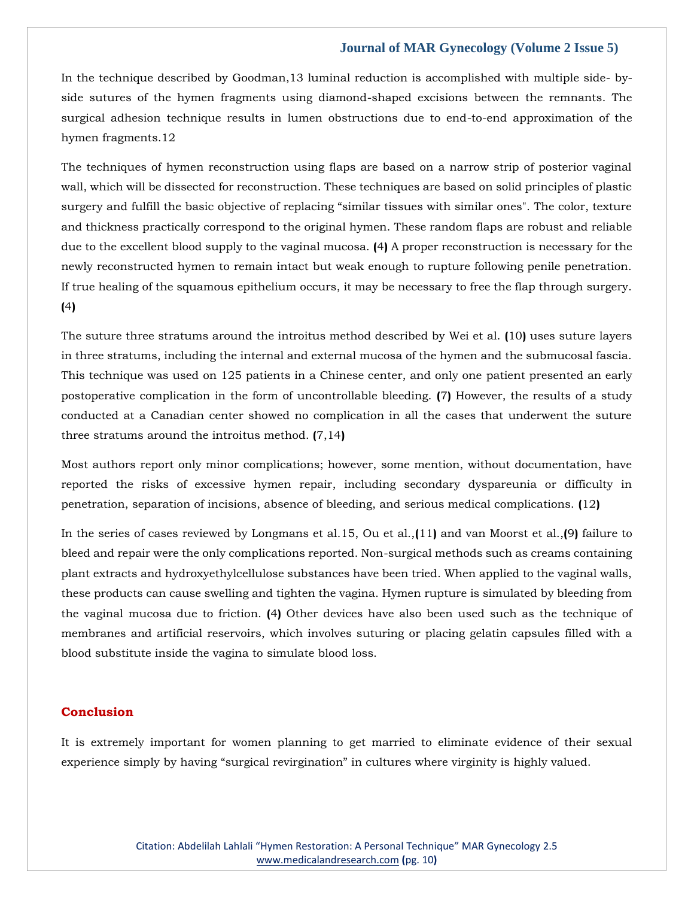In the technique described by Goodman,13 luminal reduction is accomplished with multiple side- by-side sutures of the hymen fragments using diamond-shaped excisions between the remnants. The surgical adhesion technique results in lumen obstructions due to end-to-end approximation of the hymen fragments.12

The techniques of hymen reconstruction using flaps are based on a narrow strip of posterior vaginal wall, which will be dissected for reconstruction. These techniques are based on solid principles of plastic surgery and fulfill the basic objective of replacing "similar tissues with similar ones". The color, texture and thickness practically correspond to the original hymen. These random flaps are robust and reliable due to the excellent blood supply to the vaginal mucosa. (4) A proper reconstruction is necessary for the newly reconstructed hymen to remain intact but weak enough to rupture following penile penetration. If true healing of the squamous epithelium occurs, it may be necessary to free the flap through surgery. (4)

The suture three stratums around the introitus method described by Wei et al. (10) uses suture layers in three stratums, including the internal and external mucosa of the hymen and the submucosal fascia. This technique was used on 125 patients in a Chinese center, and only one patient presented an early postoperative complication in the form of uncontrollable bleeding. (7) However, the results of a study conducted at a Canadian center showed no complication in all the cases that underwent the suture three stratums around the introitus method. (7,14)

Most authors report only minor complications; however, some mention, without documentation, have reported the risks of excessive hymen repair, including secondary dyspareunia or difficulty in penetration, separation of incisions, absence of bleeding, and serious medical complications. (12)

In the series of cases reviewed by Longmans et al.15, Ou et al.,(11) and van Moorst et al.,(9) failure to bleed and repair were the only complications reported. Non-surgical methods such as creams containing plant extracts and hydroxyethylcellulose substances have been tried. When applied to the vaginal walls, these products can cause swelling and tighten the vagina. Hymen rupture is simulated by bleeding from the vaginal mucosa due to friction. (4) Other devices have also been used such as the technique of membranes and artificial reservoirs, which involves suturing or placing gelatin capsules filled with a blood substitute inside the vagina to simulate blood loss.

## Conclusion

It is extremely important for women planning to get married to eliminate evidence of their sexual experience simply by having "surgical revirgination" in cultures where virginity is highly valued.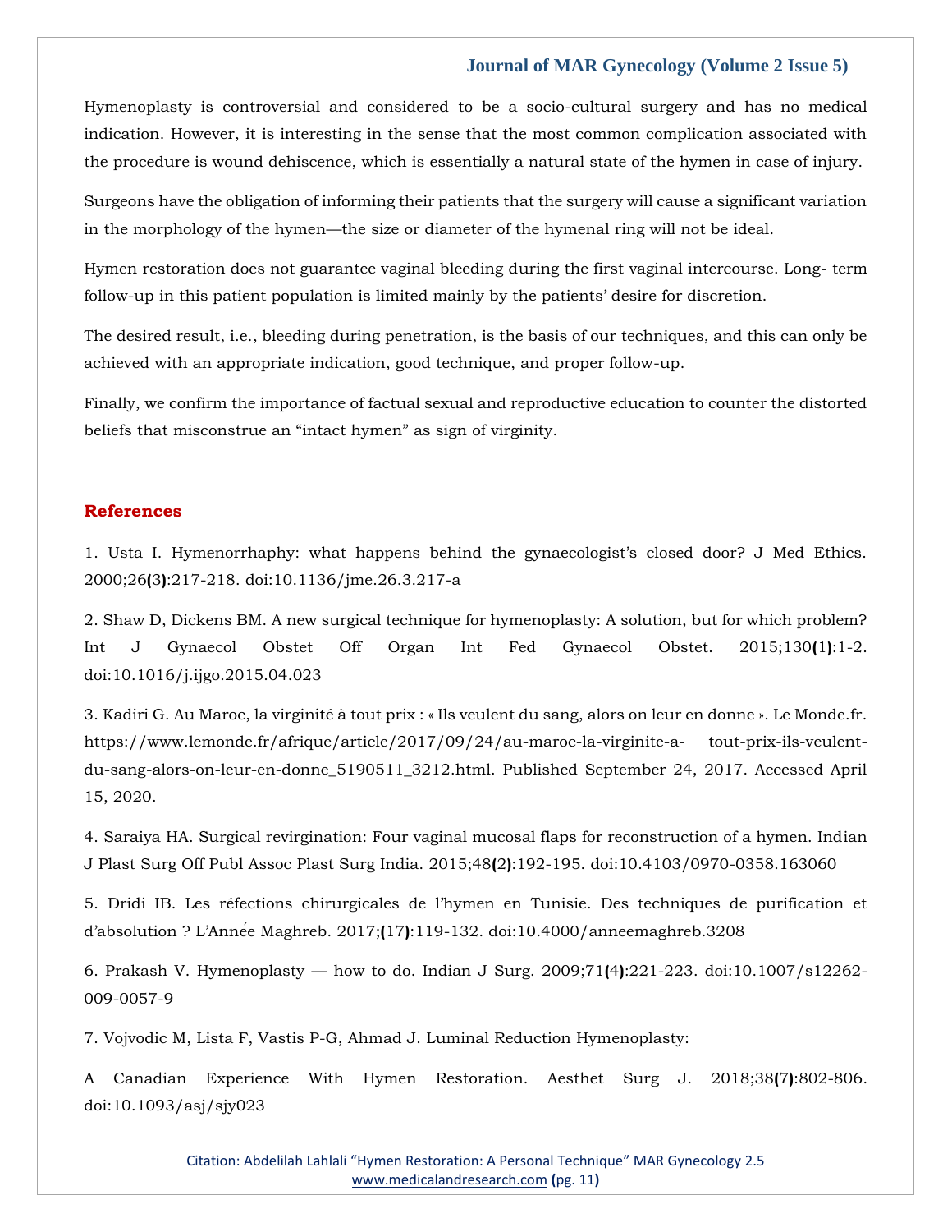Hymenoplasty is controversial and considered to be a socio-cultural surgery and has no medical indication. However, it is interesting in the sense that the most common complication associated with the procedure is wound dehiscence, which is essentially a natural state of the hymen in case of injury.

Surgeons have the obligation of informing their patients that the surgery will cause a significant variation in the morphology of the hymen—the size or diameter of the hymenal ring will not be ideal.

Hymen restoration does not guarantee vaginal bleeding during the first vaginal intercourse. Long- term follow-up in this patient population is limited mainly by the patients' desire for discretion.

The desired result, i.e., bleeding during penetration, is the basis of our techniques, and this can only be achieved with an appropriate indication, good technique, and proper follow-up.

Finally, we confirm the importance of factual sexual and reproductive education to counter the distorted beliefs that misconstrue an "intact hymen" as sign of virginity.

## References

1. Usta I. Hymenorrhaphy: what happens behind the gynaecologist's closed door? J Med Ethics. 2000;26**(**3**)**:217-218. doi:10.1136/jme.26.3.217-a

2. Shaw D, Dickens BM. A new surgical technique for hymenoplasty: A solution, but for which problem? Int J Gynaecol Obstet Off Organ Int Fed Gynaecol Obstet. 2015;130**(**1**)**:1-2. doi:10.1016/j.ijgo.2015.04.023

3. Kadiri G. Au Maroc, la virginité à tout prix : « Ils veulent du sang, alors on leur en donne ». Le Monde.fr. https://www.lemonde.fr/afrique/article/2017/09/24/au-maroc-la-virginite-a- tout-prix-ils-veulent-du-sang-alors-on-leur-en-donne_5190511_3212.html. Published September 24, 2017. Accessed April 15, 2020.

4. Saraiya HA. Surgical revirgination: Four vaginal mucosal flaps for reconstruction of a hymen. Indian J Plast Surg Off Publ Assoc Plast Surg India. 2015;48**(**2**)**:192-195. doi:10.4103/0970-0358.163060

5. Dridi IB. Les réfections chirurgicales de l'hymen en Tunisie. Des techniques de purification et d'absolution ? L'Année Maghreb. 2017;**(**17**)**:119-132. doi:10.4000/anneemaghreb.3208

6. Prakash V. Hymenoplasty — how to do. Indian J Surg. 2009;71**(**4**)**:221-223. doi:10.1007/s12262-009-0057-9

7. Vojvodic M, Lista F, Vastis P-G, Ahmad J. Luminal Reduction Hymenoplasty: A Canadian Experience With Hymen Restoration. Aesthet Surg J. 2018;38**(**7**)**:802-806. doi:10.1093/asj/sjy023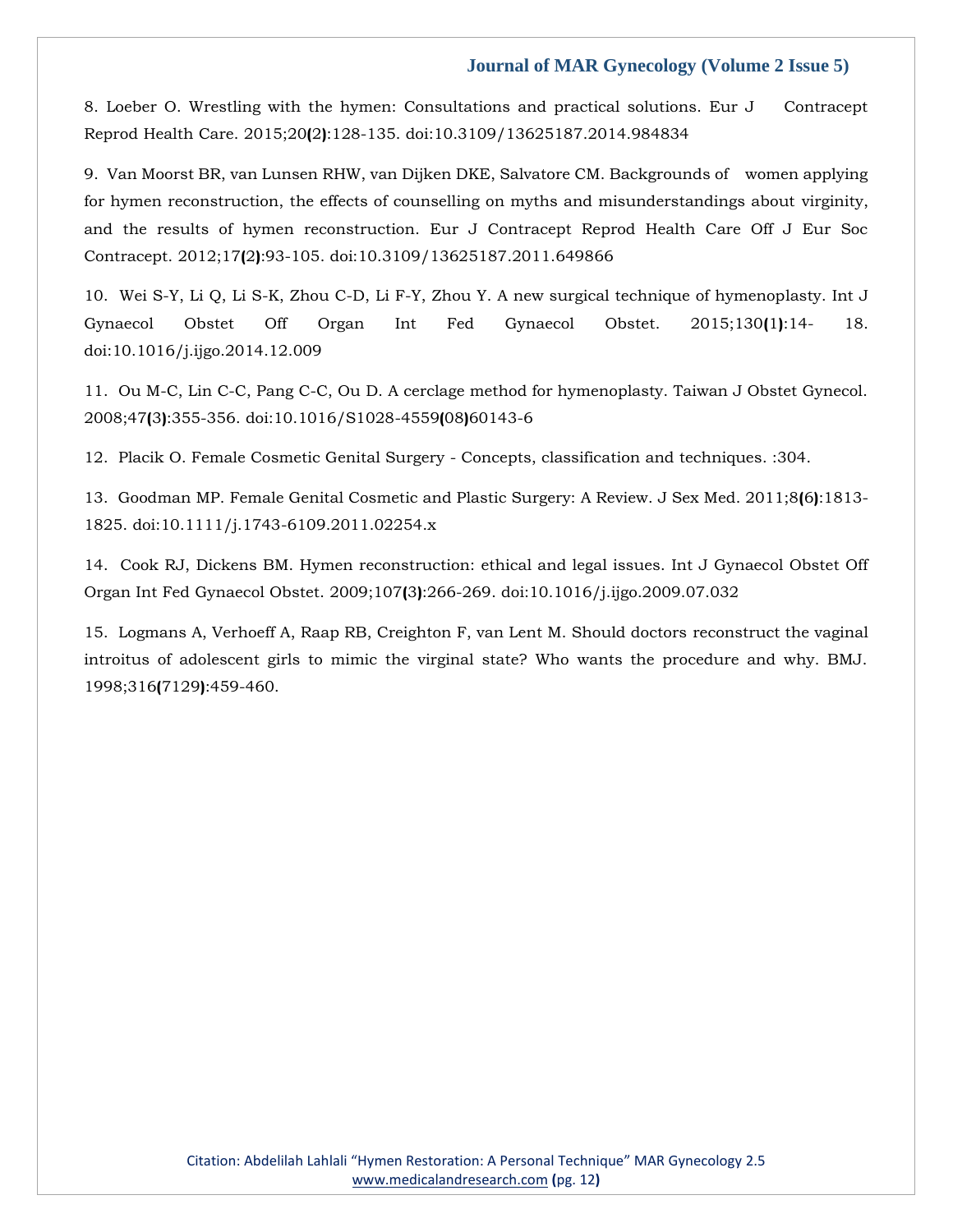8. Loeber O. Wrestling with the hymen: Consultations and practical solutions. Eur J Contracept Reprod Health Care. 2015;20(2):128-135. doi:10.3109/13625187.2014.984834

9. Van Moorst BR, van Lunsen RHW, van Dijken DKE, Salvatore CM. Backgrounds of women applying for hymen reconstruction, the effects of counselling on myths and misunderstandings about virginity, and the results of hymen reconstruction. Eur J Contracept Reprod Health Care Off J Eur Soc Contracept. 2012;17(2):93-105. doi:10.3109/13625187.2011.649866

10. Wei S-Y, Li Q, Li S-K, Zhou C-D, Li F-Y, Zhou Y. A new surgical technique of hymenoplasty. Int J Gynaecol Obstet Off Organ Int Fed Gynaecol Obstet. 2015;130(1):14- 18. doi:10.1016/j.ijgo.2014.12.009

11. Ou M-C, Lin C-C, Pang C-C, Ou D. A cerclage method for hymenoplasty. Taiwan J Obstet Gynecol. 2008;47(3):355-356. doi:10.1016/S1028-4559(08)60143-6

12. Placik O. Female Cosmetic Genital Surgery - Concepts, classification and techniques. :304.

13. Goodman MP. Female Genital Cosmetic and Plastic Surgery: A Review. J Sex Med. 2011;8(6):1813-1825. doi:10.1111/j.1743-6109.2011.02254.x

14. Cook RJ, Dickens BM. Hymen reconstruction: ethical and legal issues. Int J Gynaecol Obstet Off Organ Int Fed Gynaecol Obstet. 2009;107(3):266-269. doi:10.1016/j.ijgo.2009.07.032

15. Logmans A, Verhoeff A, Raap RB, Creighton F, van Lent M. Should doctors reconstruct the vaginal introitus of adolescent girls to mimic the virginal state? Who wants the procedure and why. BMJ. 1998;316(7129):459-460.